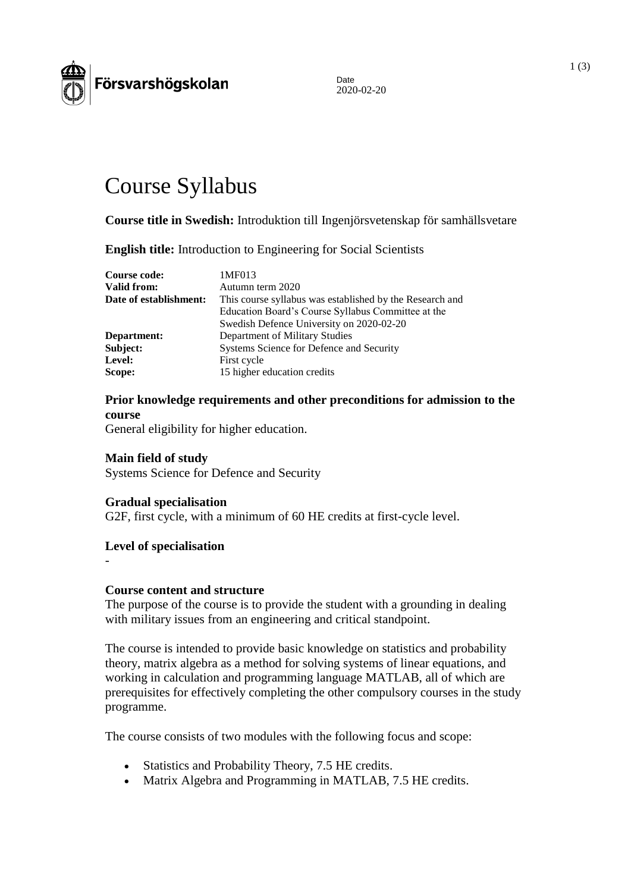Försvarshögskolan

Date
2020-02-20

# Course Syllabus

**Course title in Swedish:** Introduktion till Ingenjörsvetenskap för samhällsvetare

**English title:** Introduction to Engineering for Social Scientists

| | |
|---|---|
| **Course code:** | 1MF013 |
| **Valid from:** | Autumn term 2020 |
| **Date of establishment:** | This course syllabus was established by the Research and Education Board's Course Syllabus Committee at the Swedish Defence University on 2020-02-20 |
| **Department:** | Department of Military Studies |
| **Subject:** | Systems Science for Defence and Security |
| **Level:** | First cycle |
| **Scope:** | 15 higher education credits |

### Prior knowledge requirements and other preconditions for admission to the course

General eligibility for higher education.

### Main field of study

Systems Science for Defence and Security

### Gradual specialisation

G2F, first cycle, with a minimum of 60 HE credits at first-cycle level.

### Level of specialisation

-

### Course content and structure

The purpose of the course is to provide the student with a grounding in dealing with military issues from an engineering and critical standpoint.

The course is intended to provide basic knowledge on statistics and probability theory, matrix algebra as a method for solving systems of linear equations, and working in calculation and programming language MATLAB, all of which are prerequisites for effectively completing the other compulsory courses in the study programme.

The course consists of two modules with the following focus and scope:

- Statistics and Probability Theory, 7.5 HE credits.
- Matrix Algebra and Programming in MATLAB, 7.5 HE credits.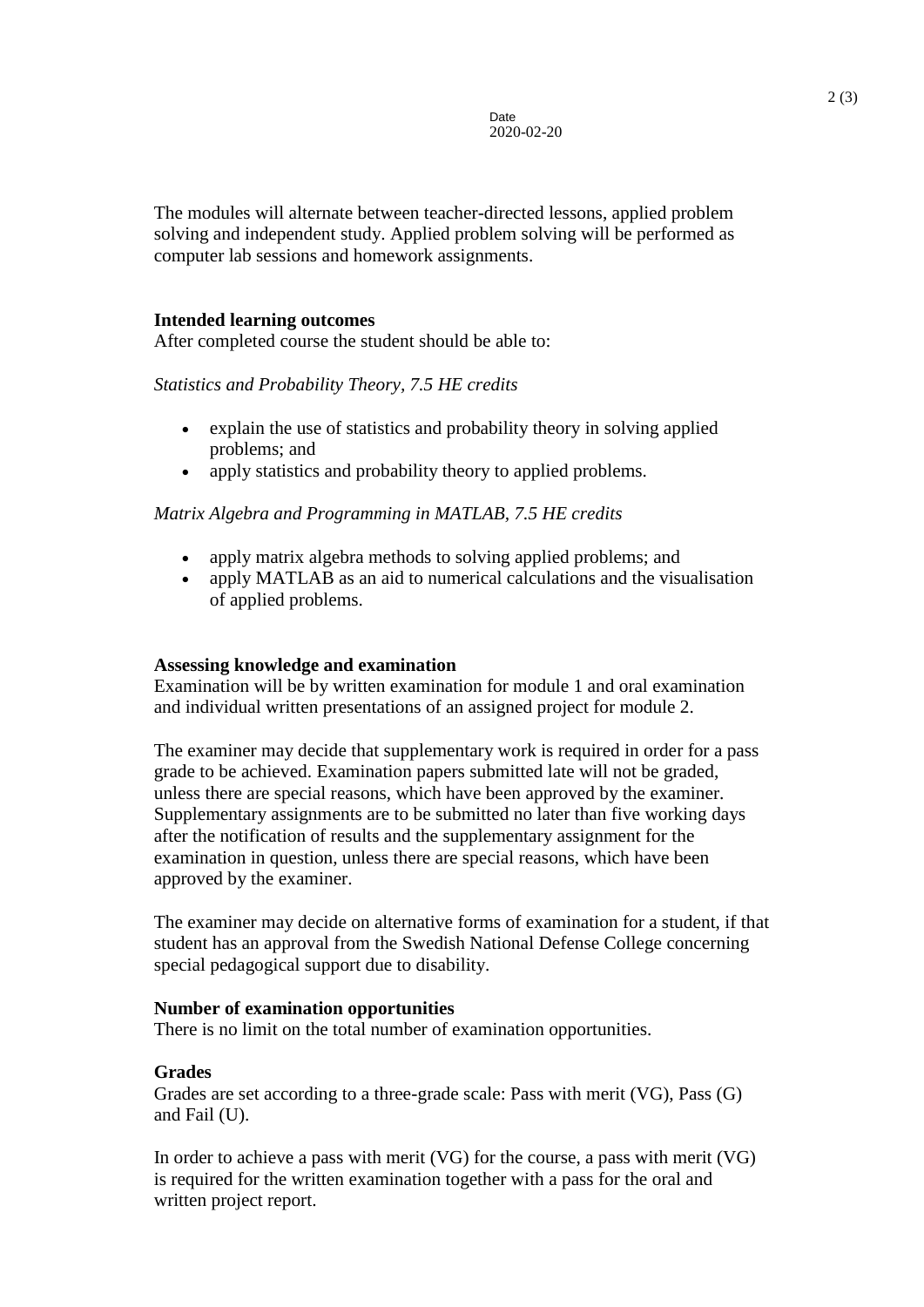The modules will alternate between teacher-directed lessons, applied problem solving and independent study. Applied problem solving will be performed as computer lab sessions and homework assignments.

**Intended learning outcomes**
After completed course the student should be able to:

*Statistics and Probability Theory, 7.5 HE credits*

- explain the use of statistics and probability theory in solving applied problems; and
- apply statistics and probability theory to applied problems.

*Matrix Algebra and Programming in MATLAB, 7.5 HE credits*

- apply matrix algebra methods to solving applied problems; and
- apply MATLAB as an aid to numerical calculations and the visualisation of applied problems.

**Assessing knowledge and examination**
Examination will be by written examination for module 1 and oral examination and individual written presentations of an assigned project for module 2.

The examiner may decide that supplementary work is required in order for a pass grade to be achieved. Examination papers submitted late will not be graded, unless there are special reasons, which have been approved by the examiner. Supplementary assignments are to be submitted no later than five working days after the notification of results and the supplementary assignment for the examination in question, unless there are special reasons, which have been approved by the examiner.

The examiner may decide on alternative forms of examination for a student, if that student has an approval from the Swedish National Defense College concerning special pedagogical support due to disability.

**Number of examination opportunities**
There is no limit on the total number of examination opportunities.

**Grades**
Grades are set according to a three-grade scale: Pass with merit (VG), Pass (G) and Fail (U).

In order to achieve a pass with merit (VG) for the course, a pass with merit (VG) is required for the written examination together with a pass for the oral and written project report.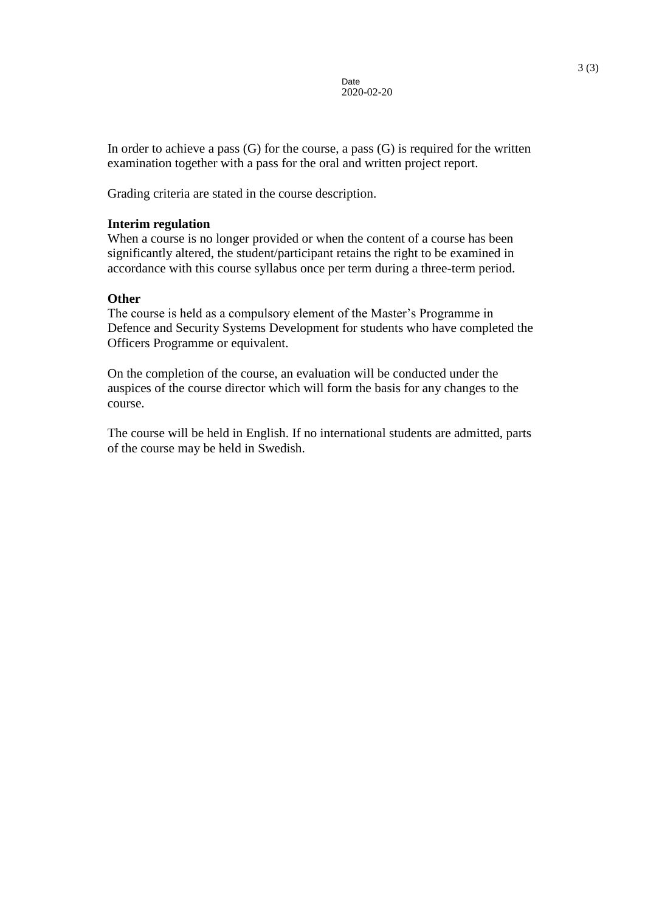In order to achieve a pass (G) for the course, a pass (G) is required for the written examination together with a pass for the oral and written project report.

Grading criteria are stated in the course description.

**Interim regulation**
When a course is no longer provided or when the content of a course has been significantly altered, the student/participant retains the right to be examined in accordance with this course syllabus once per term during a three-term period.

**Other**
The course is held as a compulsory element of the Master's Programme in Defence and Security Systems Development for students who have completed the Officers Programme or equivalent.

On the completion of the course, an evaluation will be conducted under the auspices of the course director which will form the basis for any changes to the course.

The course will be held in English. If no international students are admitted, parts of the course may be held in Swedish.